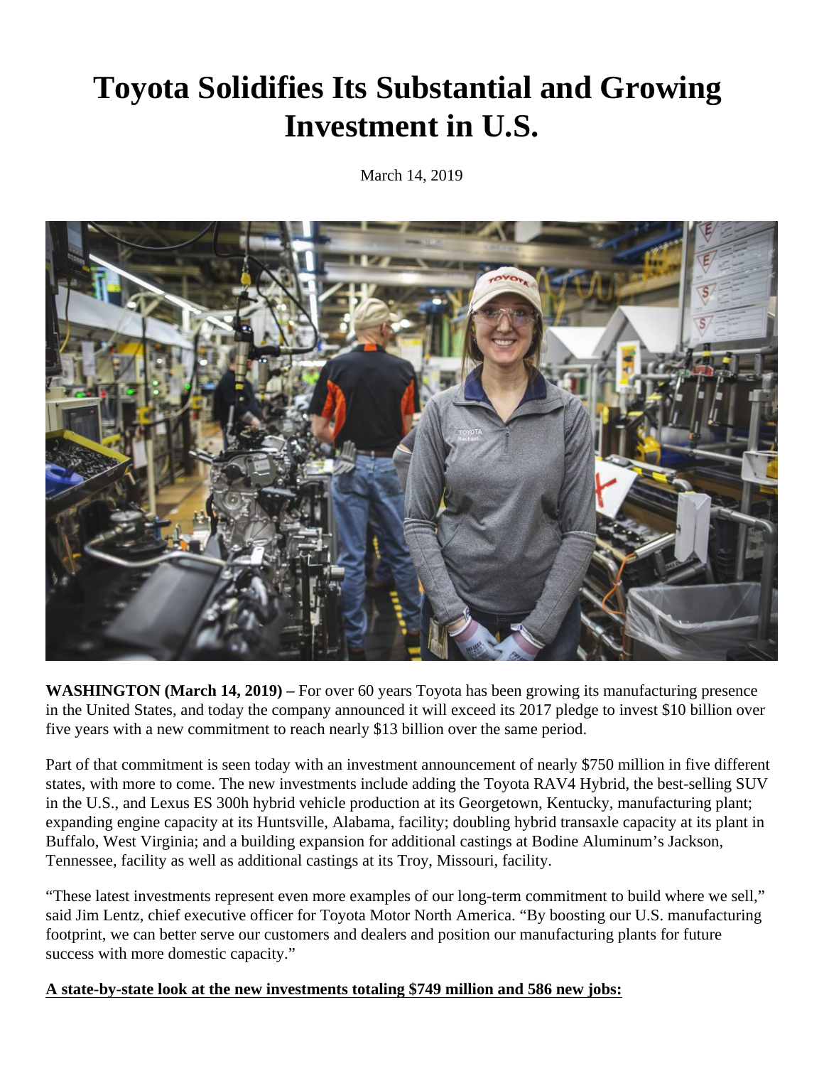# Toyota Solidifies Its Substantial and Growing Investment in U.S.

March 14, 2019

**WASHINGTON (March 14, 2019) –** For over 60 years Toyota has been growing its manufacturing presence in the United States, and today the company announced it will exceed its 2017 pledge to invest $10 billion over five years with a new commitment to reach nearly $13 billion over the same period.

Part of that commitment is seen today with an investment announcement of nearly $750 million in five different states, with more to come. The new investments include adding the Toyota RAV4 Hybrid, the best-selling SUV in the U.S., and Lexus ES 300h hybrid vehicle production at its Georgetown, Kentucky, manufacturing plant; expanding engine capacity at its Huntsville, Alabama, facility; doubling hybrid transaxle capacity at its plant in Buffalo, West Virginia; and a building expansion for additional castings at Bodine Aluminum's Jackson, Tennessee, facility as well as additional castings at its Troy, Missouri, facility.

"These latest investments represent even more examples of our long-term commitment to build where we sell," said Jim Lentz, chief executive officer for Toyota Motor North America. "By boosting our U.S. manufacturing footprint, we can better serve our customers and dealers and position our manufacturing plants for future success with more domestic capacity."

**A state-by-state look at the new investments totaling $749 million and 586 new jobs:**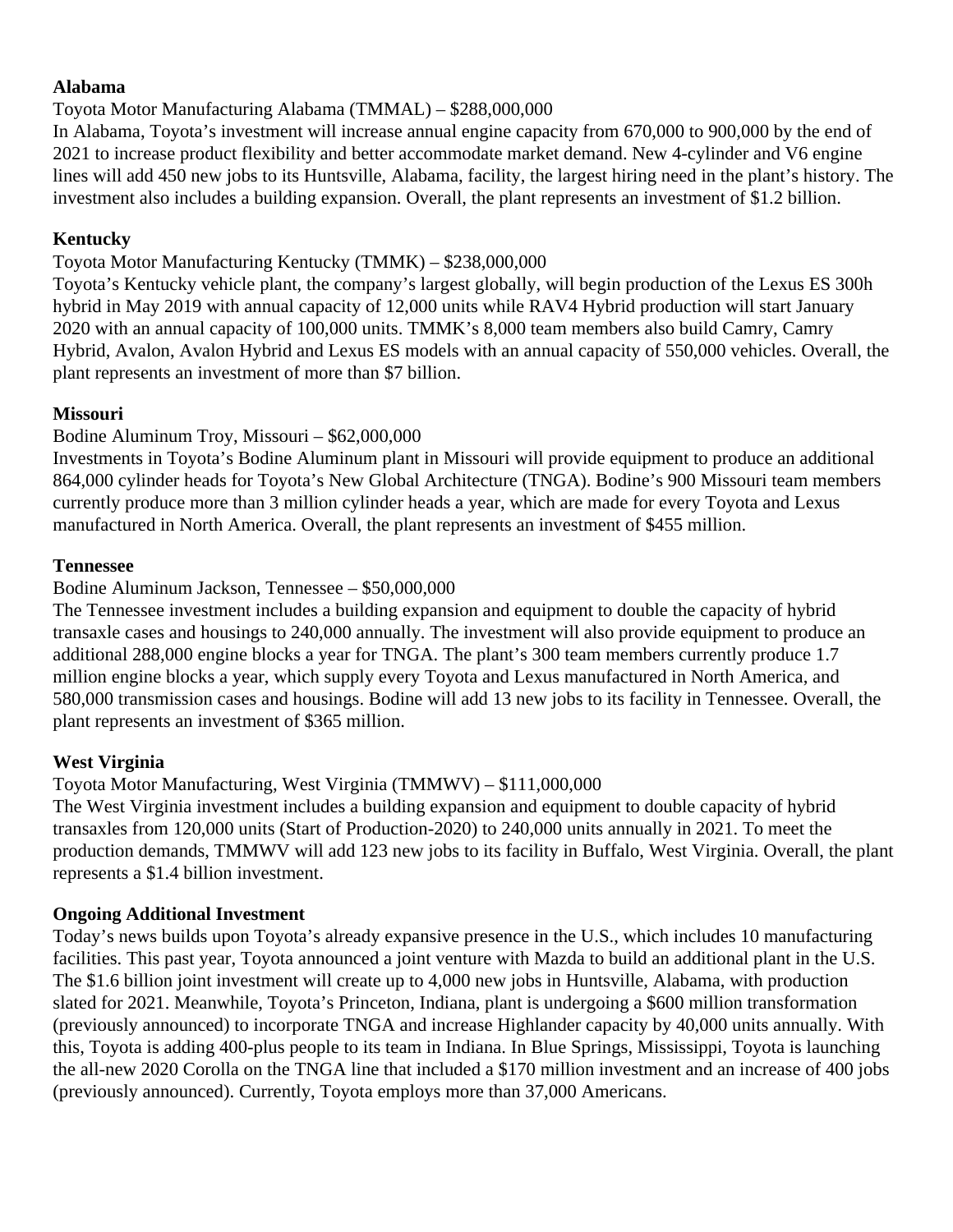**Alabama**

Toyota Motor Manufacturing Alabama (TMMAL) – $288,000,000

In Alabama, Toyota's investment will increase annual engine capacity from 670,000 to 900,000 by the end of 2021 to increase product flexibility and better accommodate market demand. New 4-cylinder and V6 engine lines will add 450 new jobs to its Huntsville, Alabama, facility, the largest hiring need in the plant's history. The investment also includes a building expansion. Overall, the plant represents an investment of $1.2 billion.

**Kentucky**

Toyota Motor Manufacturing Kentucky (TMMK) – $238,000,000

Toyota's Kentucky vehicle plant, the company's largest globally, will begin production of the Lexus ES 300h hybrid in May 2019 with annual capacity of 12,000 units while RAV4 Hybrid production will start January 2020 with an annual capacity of 100,000 units. TMMK's 8,000 team members also build Camry, Camry Hybrid, Avalon, Avalon Hybrid and Lexus ES models with an annual capacity of 550,000 vehicles. Overall, the plant represents an investment of more than $7 billion.

**Missouri**

Bodine Aluminum Troy, Missouri – $62,000,000

Investments in Toyota's Bodine Aluminum plant in Missouri will provide equipment to produce an additional 864,000 cylinder heads for Toyota's New Global Architecture (TNGA). Bodine's 900 Missouri team members currently produce more than 3 million cylinder heads a year, which are made for every Toyota and Lexus manufactured in North America. Overall, the plant represents an investment of $455 million.

**Tennessee**

Bodine Aluminum Jackson, Tennessee – $50,000,000

The Tennessee investment includes a building expansion and equipment to double the capacity of hybrid transaxle cases and housings to 240,000 annually. The investment will also provide equipment to produce an additional 288,000 engine blocks a year for TNGA. The plant's 300 team members currently produce 1.7 million engine blocks a year, which supply every Toyota and Lexus manufactured in North America, and 580,000 transmission cases and housings. Bodine will add 13 new jobs to its facility in Tennessee. Overall, the plant represents an investment of $365 million.

**West Virginia**

Toyota Motor Manufacturing, West Virginia (TMMWV) – $111,000,000

The West Virginia investment includes a building expansion and equipment to double capacity of hybrid transaxles from 120,000 units (Start of Production-2020) to 240,000 units annually in 2021. To meet the production demands, TMMWV will add 123 new jobs to its facility in Buffalo, West Virginia. Overall, the plant represents a $1.4 billion investment.

**Ongoing Additional Investment**

Today's news builds upon Toyota's already expansive presence in the U.S., which includes 10 manufacturing facilities. This past year, Toyota announced a joint venture with Mazda to build an additional plant in the U.S. The $1.6 billion joint investment will create up to 4,000 new jobs in Huntsville, Alabama, with production slated for 2021. Meanwhile, Toyota's Princeton, Indiana, plant is undergoing a $600 million transformation (previously announced) to incorporate TNGA and increase Highlander capacity by 40,000 units annually. With this, Toyota is adding 400-plus people to its team in Indiana. In Blue Springs, Mississippi, Toyota is launching the all-new 2020 Corolla on the TNGA line that included a $170 million investment and an increase of 400 jobs (previously announced). Currently, Toyota employs more than 37,000 Americans.